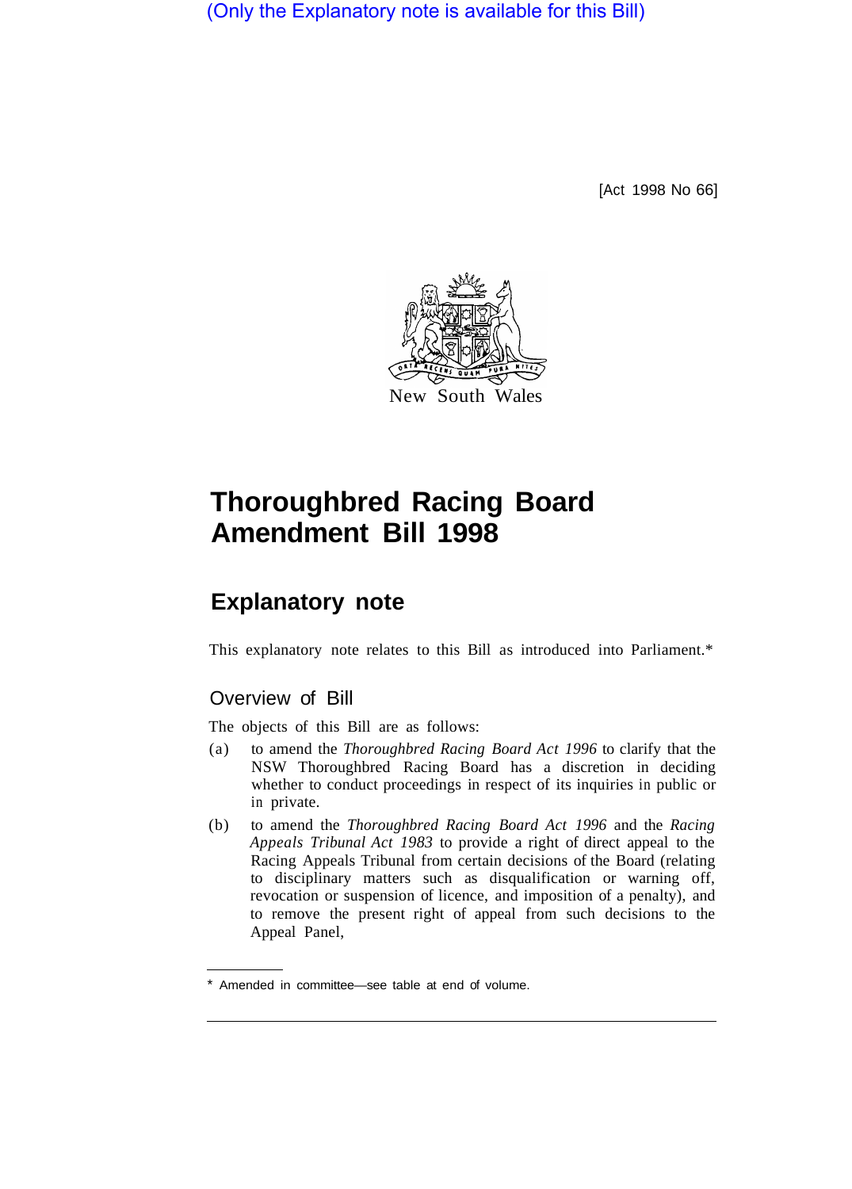(Only the Explanatory note is available for this Bill)

[Act 1998 No 66]

New South Wales

# Thoroughbred Racing Board Amendment Bill 1998

## Explanatory note

This explanatory note relates to this Bill as introduced into Parliament.*

### Overview of Bill

The objects of this Bill are as follows:

(a) to amend the *Thoroughbred Racing Board Act 1996* to clarify that the NSW Thoroughbred Racing Board has a discretion in deciding whether to conduct proceedings in respect of its inquiries in public or in private.

(b) to amend the *Thoroughbred Racing Board Act 1996* and the *Racing Appeals Tribunal Act 1983* to provide a right of direct appeal to the Racing Appeals Tribunal from certain decisions of the Board (relating to disciplinary matters such as disqualification or warning off, revocation or suspension of licence, and imposition of a penalty), and to remove the present right of appeal from such decisions to the Appeal Panel,

* Amended in committee—see table at end of volume.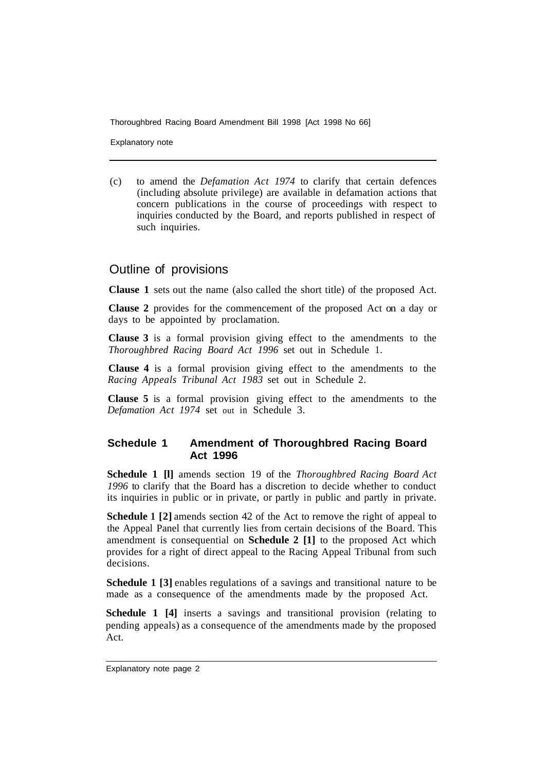(c) to amend the *Defamation Act 1974* to clarify that certain defences (including absolute privilege) are available in defamation actions that concern publications in the course of proceedings with respect to inquiries conducted by the Board, and reports published in respect of such inquiries.

## Outline of provisions

**Clause 1** sets out the name (also called the short title) of the proposed Act.

**Clause 2** provides for the commencement of the proposed Act on a day or days to be appointed by proclamation.

**Clause 3** is a formal provision giving effect to the amendments to the *Thoroughbred Racing Board Act 1996* set out in Schedule 1.

**Clause 4** is a formal provision giving effect to the amendments to the *Racing Appeals Tribunal Act 1983* set out in Schedule 2.

**Clause 5** is a formal provision giving effect to the amendments to the *Defamation Act 1974* set out in Schedule 3.

### Schedule 1 Amendment of Thoroughbred Racing Board Act 1996

**Schedule 1 [l]** amends section 19 of the *Thoroughbred Racing Board Act 1996* to clarify that the Board has a discretion to decide whether to conduct its inquiries in public or in private, or partly in public and partly in private.

**Schedule 1 [2]** amends section 42 of the Act to remove the right of appeal to the Appeal Panel that currently lies from certain decisions of the Board. This amendment is consequential on **Schedule 2 [1]** to the proposed Act which provides for a right of direct appeal to the Racing Appeal Tribunal from such decisions.

**Schedule 1 [3]** enables regulations of a savings and transitional nature to be made as a consequence of the amendments made by the proposed Act.

**Schedule 1 [4]** inserts a savings and transitional provision (relating to pending appeals) as a consequence of the amendments made by the proposed Act.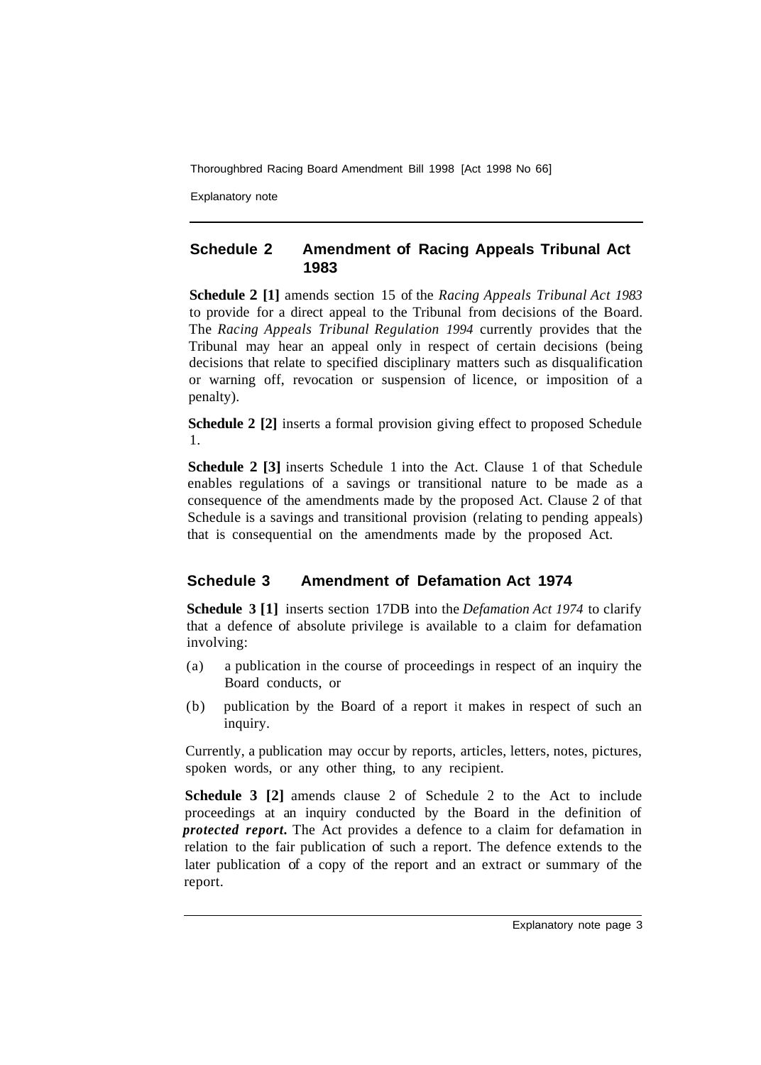## Schedule 2 Amendment of Racing Appeals Tribunal Act 1983

**Schedule 2 [1]** amends section 15 of the *Racing Appeals Tribunal Act 1983* to provide for a direct appeal to the Tribunal from decisions of the Board. The *Racing Appeals Tribunal Regulation 1994* currently provides that the Tribunal may hear an appeal only in respect of certain decisions (being decisions that relate to specified disciplinary matters such as disqualification or warning off, revocation or suspension of licence, or imposition of a penalty).

**Schedule 2 [2]** inserts a formal provision giving effect to proposed Schedule 1.

**Schedule 2 [3]** inserts Schedule 1 into the Act. Clause 1 of that Schedule enables regulations of a savings or transitional nature to be made as a consequence of the amendments made by the proposed Act. Clause 2 of that Schedule is a savings and transitional provision (relating to pending appeals) that is consequential on the amendments made by the proposed Act.

## Schedule 3 Amendment of Defamation Act 1974

**Schedule 3 [1]** inserts section 17DB into the *Defamation Act 1974* to clarify that a defence of absolute privilege is available to a claim for defamation involving:

(a) a publication in the course of proceedings in respect of an inquiry the Board conducts, or

(b) publication by the Board of a report it makes in respect of such an inquiry.

Currently, a publication may occur by reports, articles, letters, notes, pictures, spoken words, or any other thing, to any recipient.

**Schedule 3 [2]** amends clause 2 of Schedule 2 to the Act to include proceedings at an inquiry conducted by the Board in the definition of ***protected report***. The Act provides a defence to a claim for defamation in relation to the fair publication of such a report. The defence extends to the later publication of a copy of the report and an extract or summary of the report.